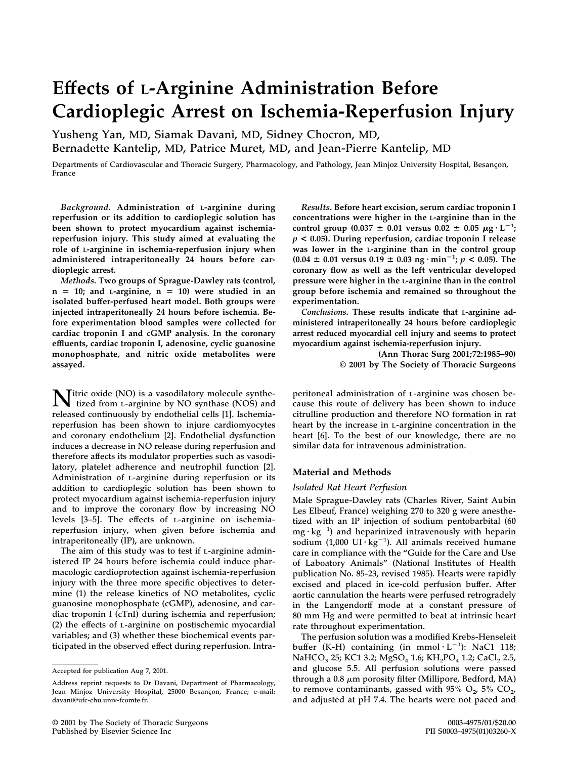# Effects of L-Arginine Administration Before Cardioplegic Arrest on Ischemia-Reperfusion Injury

Yusheng Yan, MD, Siamak Davani, MD, Sidney Chocron, MD, Bernadette Kantelip, MD, Patrice Muret, MD, and Jean-Pierre Kantelip, MD

Departments of Cardiovascular and Thoracic Surgery, Pharmacology, and Pathology, Jean Minjoz University Hospital, Besançon, France

***Background*.** **Administration of L-arginine during reperfusion or its addition to cardioplegic solution has been shown to protect myocardium against ischemia-reperfusion injury. This study aimed at evaluating the role of L-arginine in ischemia-reperfusion injury when administered intraperitoneally 24 hours before cardioplegic arrest.**

***Methods*.** **Two groups of Sprague-Dawley rats (control, n = 10; and L-arginine, n = 10) were studied in an isolated buffer-perfused heart model. Both groups were injected intraperitoneally 24 hours before ischemia. Before experimentation blood samples were collected for cardiac troponin I and cGMP analysis. In the coronary effluents, cardiac troponin I, adenosine, cyclic guanosine monophosphate, and nitric oxide metabolites were assayed.**

***Results*.** **Before heart excision, serum cardiac troponin I concentrations were higher in the L-arginine than in the control group (0.037 ± 0.01 versus 0.02 ± 0.05 $\mu g \cdot L^{-1}$; $p < 0.05$). During reperfusion, cardiac troponin I release was lower in the L-arginine than in the control group (0.04 ± 0.01 versus 0.19 ± 0.03 $ng \cdot min^{-1}$; $p < 0.05$). The coronary flow as well as the left ventricular developed pressure were higher in the L-arginine than in the control group before ischemia and remained so throughout the experimentation.**

***Conclusions*.** **These results indicate that L-arginine administered intraperitoneally 24 hours before cardioplegic arrest reduced myocardial cell injury and seems to protect myocardium against ischemia-reperfusion injury.**

**(Ann Thorac Surg 2001;72:1985–90)**
**© 2001 by The Society of Thoracic Surgeons**

Nitric oxide (NO) is a vasodilatory molecule synthetized from L-arginine by NO synthase (NOS) and released continuously by endothelial cells [1]. Ischemia-reperfusion has been shown to injure cardiomyocytes and coronary endothelium [2]. Endothelial dysfunction induces a decrease in NO release during reperfusion and therefore affects its modulator properties such as vasodilatory, platelet adherence and neutrophil function [2]. Administration of L-arginine during reperfusion or its addition to cardioplegic solution has been shown to protect myocardium against ischemia-reperfusion injury and to improve the coronary flow by increasing NO levels [3–5]. The effects of L-arginine on ischemia-reperfusion injury, when given before ischemia and intraperitoneally (IP), are unknown.

The aim of this study was to test if L-arginine administered IP 24 hours before ischemia could induce pharmacologic cardioprotection against ischemia-reperfusion injury with the three more specific objectives to determine (1) the release kinetics of NO metabolites, cyclic guanosine monophosphate (cGMP), adenosine, and cardiac troponin I (cTnI) during ischemia and reperfusion; (2) the effects of L-arginine on postischemic myocardial variables; and (3) whether these biochemical events participated in the observed effect during reperfusion. Intraperitoneal administration of L-arginine was chosen because this route of delivery has been shown to induce citrulline production and therefore NO formation in rat heart by the increase in L-arginine concentration in the heart [6]. To the best of our knowledge, there are no similar data for intravenous administration.

## Material and Methods

### Isolated Rat Heart Perfusion

Male Sprague-Dawley rats (Charles River, Saint Aubin Les Elbeuf, France) weighing 270 to 320 g were anesthetized with an IP injection of sodium pentobarbital (60 $mg \cdot kg^{-1}$) and heparinized intravenously with heparin sodium (1,000 $UI \cdot kg^{-1}$). All animals received humane care in compliance with the "Guide for the Care and Use of Laboratory Animals" (National Institutes of Health publication No. 85-23, revised 1985). Hearts were rapidly excised and placed in ice-cold perfusion buffer. After aortic cannulation the hearts were perfused retrogradely in the Langendorff mode at a constant pressure of 80 mm Hg and were permitted to beat at intrinsic heart rate throughout experimentation.

The perfusion solution was a modified Krebs-Henseleit buffer (K-H) containing (in $mmol \cdot L^{-1}$): NaC1 118; $NaHCO_3$ 25; KC1 3.2; $MgSO_4$ 1.6; $KH_2PO_4$ 1.2; $CaCl_2$ 2.5, and glucose 5.5. All perfusion solutions were passed through a 0.8 $\mu m$ porosity filter (Millipore, Bedford, MA) to remove contaminants, gassed with 95% $O_2$, 5% $CO_2$, and adjusted at pH 7.4. The hearts were not paced and

Accepted for publication Aug 7, 2001.

Address reprint requests to Dr Davani, Department of Pharmacology, Jean Minjoz University Hospital, 25000 Besançon, France; e-mail: davani@ufc-chu.univ-fcomte.fr.

© 2001 by The Society of Thoracic Surgeons
Published by Elsevier Science Inc

0003-4975/01/$20.00
PII S0003-4975(01)03260-X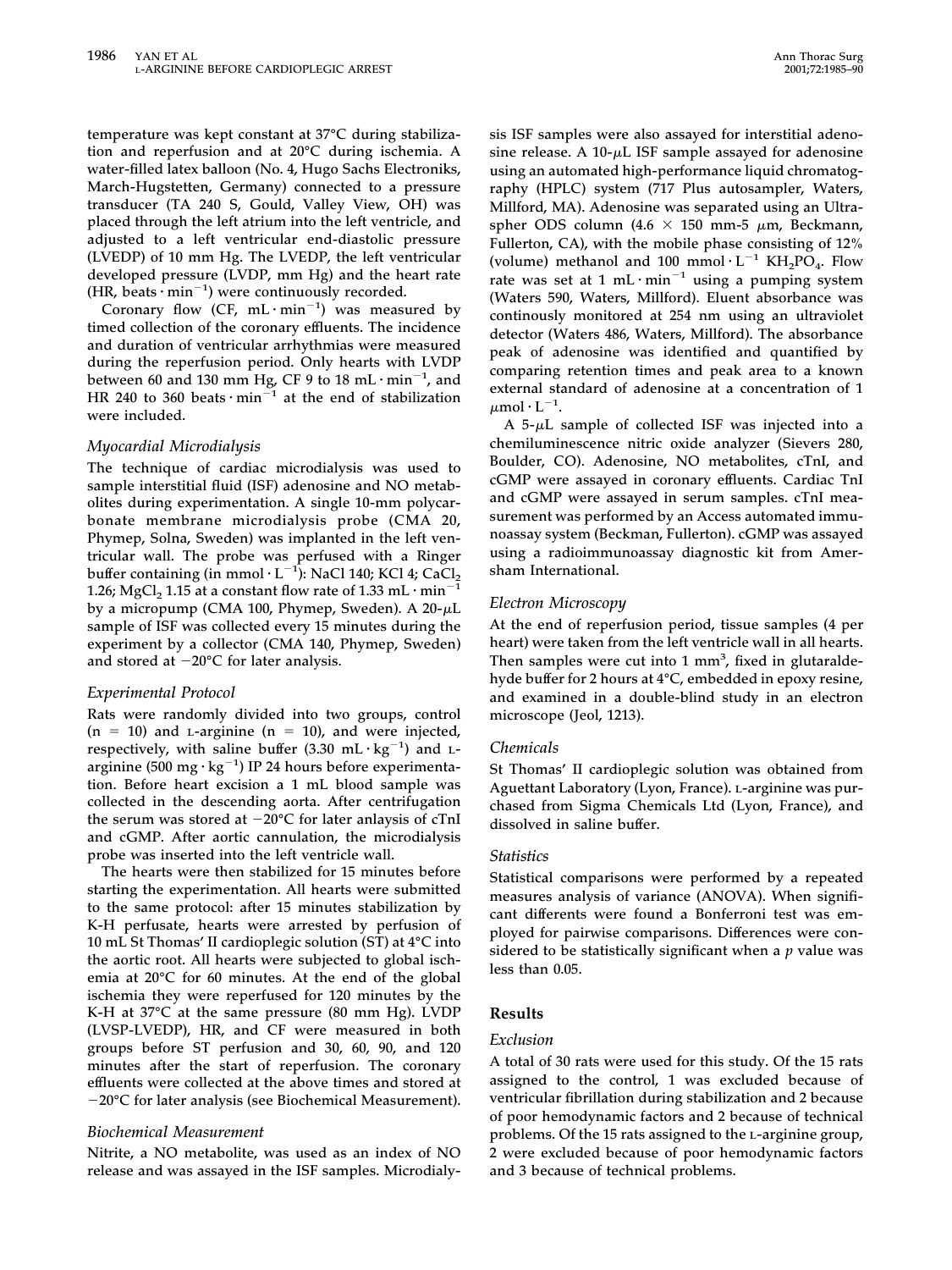temperature was kept constant at 37°C during stabilization and reperfusion and at 20°C during ischemia. A water-filled latex balloon (No. 4, Hugo Sachs Electroniks, March-Hugstetten, Germany) connected to a pressure transducer (TA 240 S, Gould, Valley View, OH) was placed through the left atrium into the left ventricle, and adjusted to a left ventricular end-diastolic pressure (LVEDP) of 10 mm Hg. The LVEDP, the left ventricular developed pressure (LVDP, mm Hg) and the heart rate (HR, beats $\cdot$ $min^{-1}$) were continuously recorded.

Coronary flow (CF, mL $\cdot$ $min^{-1}$) was measured by timed collection of the coronary effluents. The incidence and duration of ventricular arrhythmias were measured during the reperfusion period. Only hearts with LVDP between 60 and 130 mm Hg, CF 9 to 18 mL $\cdot$ $min^{-1}$, and HR 240 to 360 beats $\cdot$ $min^{-1}$ at the end of stabilization were included.

### *Myocardial Microdialysis*

The technique of cardiac microdialysis was used to sample interstitial fluid (ISF) adenosine and NO metabolites during experimentation. A single 10-mm polycarbonate membrane microdialysis probe (CMA 20, Phymep, Solna, Sweden) was implanted in the left ventricular wall. The probe was perfused with a Ringer buffer containing (in mmol $\cdot$ $L^{-1}$): NaCl 140; KCl 4; $CaCl_2$ 1.26; $MgCl_2$ 1.15 at a constant flow rate of 1.33 mL $\cdot$ $min^{-1}$ by a micropump (CMA 100, Phymep, Sweden). A 20-$\mu$L sample of ISF was collected every 15 minutes during the experiment by a collector (CMA 140, Phymep, Sweden) and stored at −20°C for later analysis.

### *Experimental Protocol*

Rats were randomly divided into two groups, control (n = 10) and L-arginine (n = 10), and were injected, respectively, with saline buffer (3.30 mL $\cdot$ $kg^{-1}$) and L-arginine (500 mg $\cdot$ $kg^{-1}$) IP 24 hours before experimentation. Before heart excision a 1 mL blood sample was collected in the descending aorta. After centrifugation the serum was stored at −20°C for later anlaysis of cTnI and cGMP. After aortic cannulation, the microdialysis probe was inserted into the left ventricle wall.

The hearts were then stabilized for 15 minutes before starting the experimentation. All hearts were submitted to the same protocol: after 15 minutes stabilization by K-H perfusate, hearts were arrested by perfusion of 10 mL St Thomas' II cardioplegic solution (ST) at 4°C into the aortic root. All hearts were subjected to global ischemia at 20°C for 60 minutes. At the end of the global ischemia they were reperfused for 120 minutes by the K-H at 37°C at the same pressure (80 mm Hg). LVDP (LVSP-LVEDP), HR, and CF were measured in both groups before ST perfusion and 30, 60, 90, and 120 minutes after the start of reperfusion. The coronary effluents were collected at the above times and stored at −20°C for later analysis (see Biochemical Measurement).

### *Biochemical Measurement*

Nitrite, a NO metabolite, was used as an index of NO release and was assayed in the ISF samples. Microdialysis ISF samples were also assayed for interstitial adenosine release. A 10-$\mu$L ISF sample assayed for adenosine using an automated high-performance liquid chromatography (HPLC) system (717 Plus autosampler, Waters, Millford, MA). Adenosine was separated using an Ultraspher ODS column (4.6 × 150 mm-5 $\mu$m, Beckmann, Fullerton, CA), with the mobile phase consisting of 12% (volume) methanol and 100 mmol $\cdot$ $L^{-1}$ $KH_2PO_4$. Flow rate was set at 1 mL $\cdot$ $min^{-1}$ using a pumping system (Waters 590, Waters, Millford). Eluent absorbance was continously monitored at 254 nm using an ultraviolet detector (Waters 486, Waters, Millford). The absorbance peak of adenosine was identified and quantified by comparing retention times and peak area to a known external standard of adenosine at a concentration of 1 $\mu$mol $\cdot$ $L^{-1}$.

A 5-$\mu$L sample of collected ISF was injected into a chemiluminescence nitric oxide analyzer (Sievers 280, Boulder, CO). Adenosine, NO metabolites, cTnI, and cGMP were assayed in coronary effluents. Cardiac TnI and cGMP were assayed in serum samples. cTnI measurement was performed by an Access automated immunoassay system (Beckman, Fullerton). cGMP was assayed using a radioimmunoassay diagnostic kit from Amersham International.

### *Electron Microscopy*

At the end of reperfusion period, tissue samples (4 per heart) were taken from the left ventricle wall in all hearts. Then samples were cut into 1 $mm^3$, fixed in glutaraldehyde buffer for 2 hours at 4°C, embedded in epoxy resine, and examined in a double-blind study in an electron microscope (Jeol, 1213).

### *Chemicals*

St Thomas' II cardioplegic solution was obtained from Aguettant Laboratory (Lyon, France). L-arginine was purchased from Sigma Chemicals Ltd (Lyon, France), and dissolved in saline buffer.

### *Statistics*

Statistical comparisons were performed by a repeated measures analysis of variance (ANOVA). When significant differents were found a Bonferroni test was employed for pairwise comparisons. Differences were considered to be statistically significant when a $p$ value was less than 0.05.

## Results

### *Exclusion*

A total of 30 rats were used for this study. Of the 15 rats assigned to the control, 1 was excluded because of ventricular fibrillation during stabilization and 2 because of poor hemodynamic factors and 2 because of technical problems. Of the 15 rats assigned to the L-arginine group, 2 were excluded because of poor hemodynamic factors and 3 because of technical problems.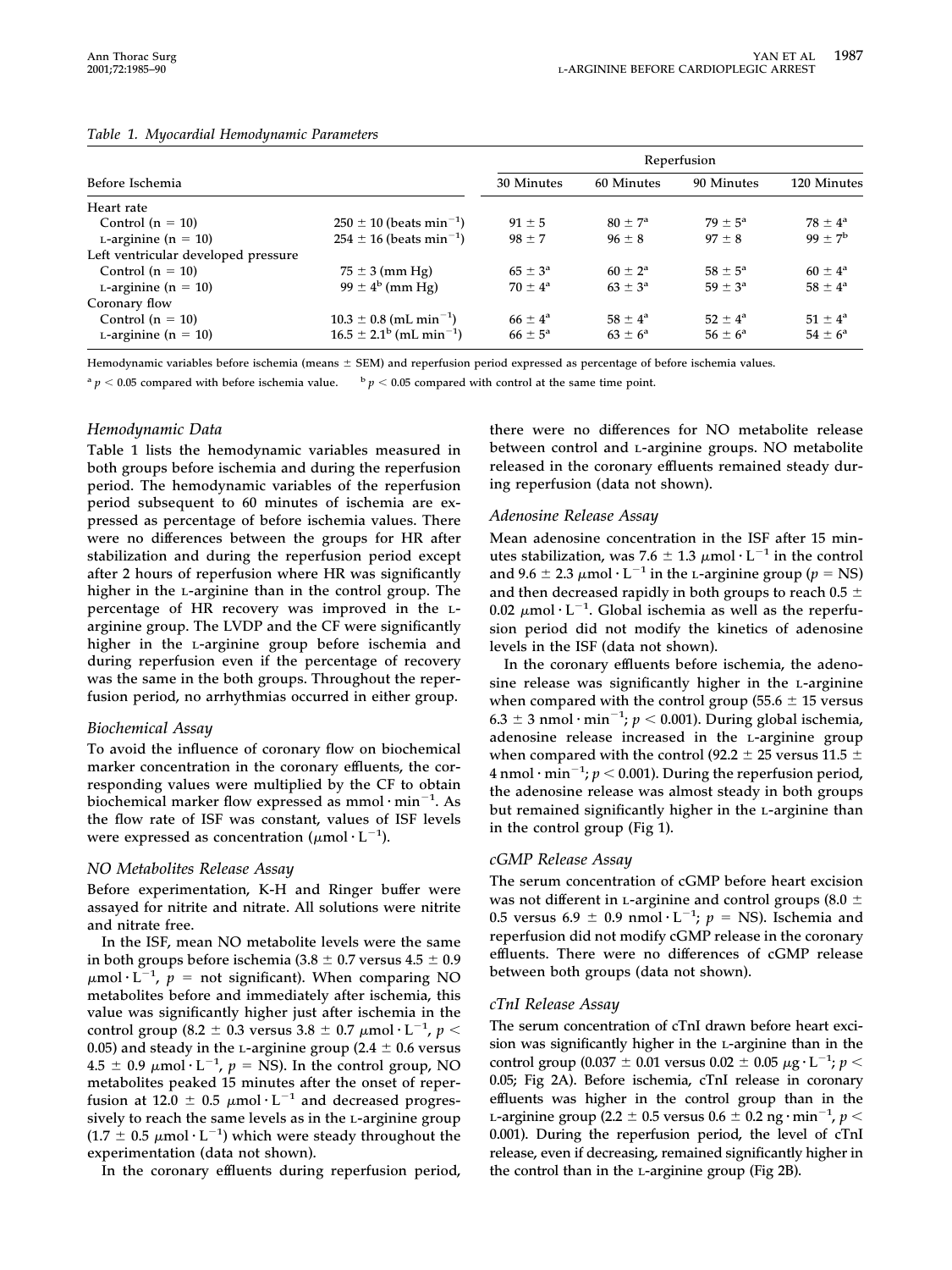*Table 1. Myocardial Hemodynamic Parameters*

| Before Ischemia | | Reperfusion 30 Minutes | 60 Minutes | 90 Minutes | 120 Minutes |
|---|---|---|---|---|---|
| Heart rate | | | | | |
| Control (n = 10) | 250 ± 10 (beats $min^{-1}$) | 91 ± 5 | 80 ± 7[a] | 79 ± 5[a] | 78 ± 4[a] |
| L-arginine (n = 10) | 254 ± 16 (beats $min^{-1}$) | 98 ± 7 | 96 ± 8 | 97 ± 8 | 99 ± 7[b] |
| Left ventricular developed pressure | | | | | |
| Control (n = 10) | 75 ± 3 (mm Hg) | 65 ± 3[a] | 60 ± 2[a] | 58 ± 5[a] | 60 ± 4[a] |
| L-arginine (n = 10) | 99 ± 4[b] (mm Hg) | 70 ± 4[a] | 63 ± 3[a] | 59 ± 3[a] | 58 ± 4[a] |
| Coronary flow | | | | | |
| Control (n = 10) | 10.3 ± 0.8 (mL $min^{-1}$) | 66 ± 4[a] | 58 ± 4[a] | 52 ± 4[a] | 51 ± 4[a] |
| L-arginine (n = 10) | 16.5 ± 2.1[b] (mL $min^{-1}$) | 66 ± 5[a] | 63 ± 6[a] | 56 ± 6[a] | 54 ± 6[a] |

Hemodynamic variables before ischemia (means ± SEM) and reperfusion period expressed as percentage of before ischemia values.

[a] $p < 0.05$ compared with before ischemia value. [b] $p < 0.05$ compared with control at the same time point.

### Hemodynamic Data

Table 1 lists the hemodynamic variables measured in both groups before ischemia and during the reperfusion period. The hemodynamic variables of the reperfusion period subsequent to 60 minutes of ischemia are expressed as percentage of before ischemia values. There were no differences between the groups for HR after stabilization and during the reperfusion period except after 2 hours of reperfusion where HR was significantly higher in the L-arginine than in the control group. The percentage of HR recovery was improved in the L-arginine group. The LVDP and the CF were significantly higher in the L-arginine group before ischemia and during reperfusion even if the percentage of recovery was the same in the both groups. Throughout the reperfusion period, no arrhythmias occurred in either group.

### Biochemical Assay

To avoid the influence of coronary flow on biochemical marker concentration in the coronary effluents, the corresponding values were multiplied by the CF to obtain biochemical marker flow expressed as $mmol \cdot min^{-1}$. As the flow rate of ISF was constant, values of ISF levels were expressed as concentration ($\mu mol \cdot L^{-1}$).

### NO Metabolites Release Assay

Before experimentation, K-H and Ringer buffer were assayed for nitrite and nitrate. All solutions were nitrite and nitrate free.

In the ISF, mean NO metabolite levels were the same in both groups before ischemia (3.8 ± 0.7 versus 4.5 ± 0.9 $\mu mol \cdot L^{-1}$, $p$ = not significant). When comparing NO metabolites before and immediately after ischemia, this value was significantly higher just after ischemia in the control group (8.2 ± 0.3 versus 3.8 ± 0.7 $\mu mol \cdot L^{-1}$, $p < 0.05$) and steady in the L-arginine group (2.4 ± 0.6 versus 4.5 ± 0.9 $\mu mol \cdot L^{-1}$, $p$ = NS). In the control group, NO metabolites peaked 15 minutes after the onset of reperfusion at 12.0 ± 0.5 $\mu mol \cdot L^{-1}$ and decreased progressively to reach the same levels as in the L-arginine group (1.7 ± 0.5 $\mu mol \cdot L^{-1}$) which were steady throughout the experimentation (data not shown).

In the coronary effluents during reperfusion period, there were no differences for NO metabolite release between control and L-arginine groups. NO metabolite released in the coronary effluents remained steady during reperfusion (data not shown).

### Adenosine Release Assay

Mean adenosine concentration in the ISF after 15 minutes stabilization, was 7.6 ± 1.3 $\mu mol \cdot L^{-1}$ in the control and 9.6 ± 2.3 $\mu mol \cdot L^{-1}$ in the L-arginine group ($p$ = NS) and then decreased rapidly in both groups to reach 0.5 ± 0.02 $\mu mol \cdot L^{-1}$. Global ischemia as well as the reperfusion period did not modify the kinetics of adenosine levels in the ISF (data not shown).

In the coronary effluents before ischemia, the adenosine release was significantly higher in the L-arginine when compared with the control group (55.6 ± 15 versus 6.3 ± 3 $nmol \cdot min^{-1}$; $p < 0.001$). During global ischemia, adenosine release increased in the L-arginine group when compared with the control (92.2 ± 25 versus 11.5 ± 4 $nmol \cdot min^{-1}$; $p < 0.001$). During the reperfusion period, the adenosine release was almost steady in both groups but remained significantly higher in the L-arginine than in the control group (Fig 1).

### cGMP Release Assay

The serum concentration of cGMP before heart excision was not different in L-arginine and control groups (8.0 ± 0.5 versus 6.9 ± 0.9 $nmol \cdot L^{-1}$; $p$ = NS). Ischemia and reperfusion did not modify cGMP release in the coronary effluents. There were no differences of cGMP release between both groups (data not shown).

### cTnI Release Assay

The serum concentration of cTnI drawn before heart excision was significantly higher in the L-arginine than in the control group (0.037 ± 0.01 versus 0.02 ± 0.05 $\mu g \cdot L^{-1}$; $p < 0.05$; Fig 2A). Before ischemia, cTnI release in coronary effluents was higher in the control group than in the L-arginine group (2.2 ± 0.5 versus 0.6 ± 0.2 $ng \cdot min^{-1}$, $p < 0.001$). During the reperfusion period, the level of cTnI release, even if decreasing, remained significantly higher in the control than in the L-arginine group (Fig 2B).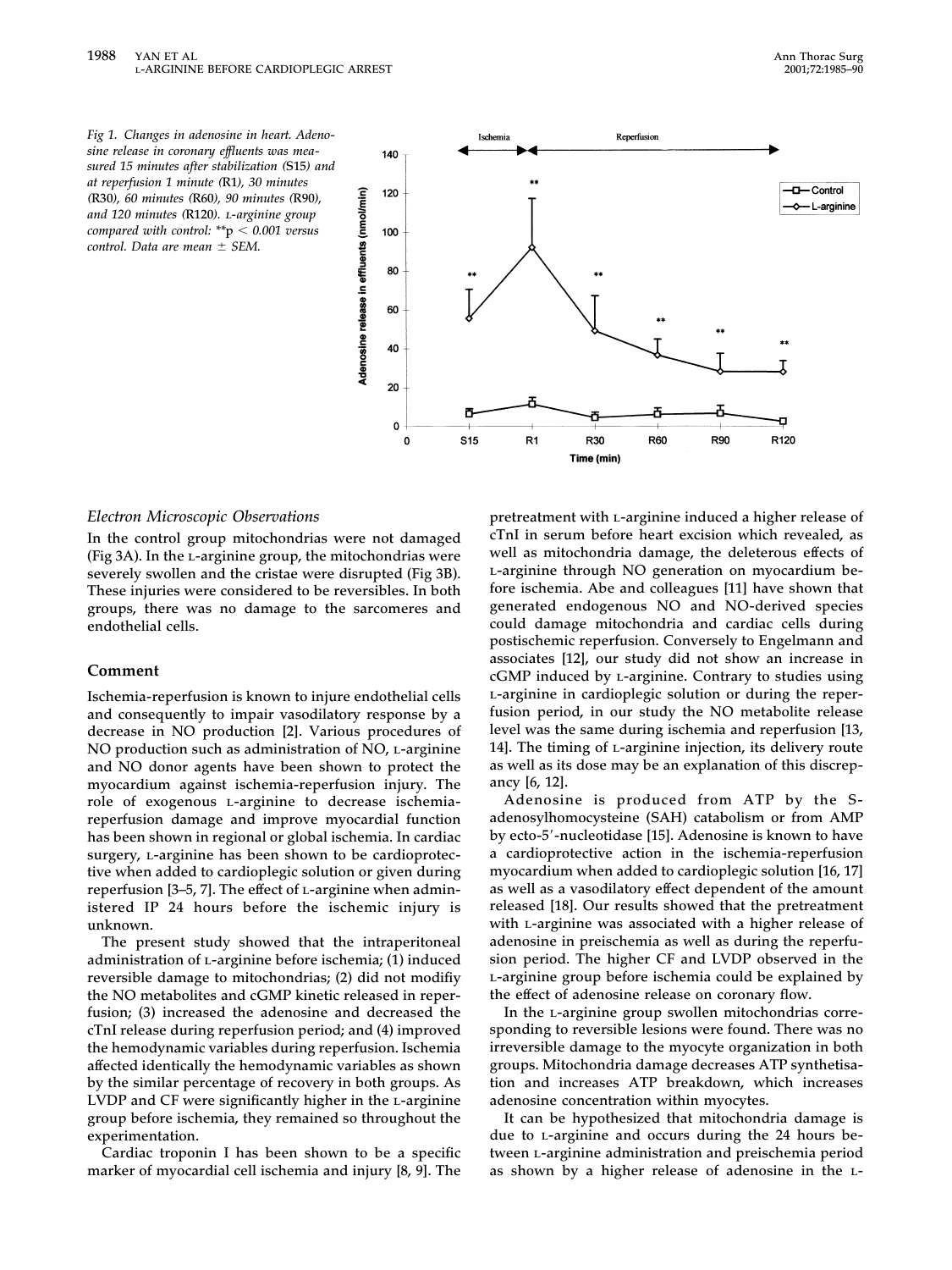Fig 1. Changes in adenosine in heart. Adenosine release in coronary effluents was measured 15 minutes after stabilization (S15) and at reperfusion 1 minute (R1), 30 minutes (R30), 60 minutes (R60), 90 minutes (R90), and 120 minutes (R120). L-arginine group compared with control: **p < 0.001 versus control. Data are mean ± SEM.

### Electron Microscopic Observations

In the control group mitochondrias were not damaged (Fig 3A). In the L-arginine group, the mitochondrias were severely swollen and the cristae were disrupted (Fig 3B). These injuries were considered to be reversibles. In both groups, there was no damage to the sarcomeres and endothelial cells.

## Comment

Ischemia-reperfusion is known to injure endothelial cells and consequently to impair vasodilatory response by a decrease in NO production [2]. Various procedures of NO production such as administration of NO, L-arginine and NO donor agents have been shown to protect the myocardium against ischemia-reperfusion injury. The role of exogenous L-arginine to decrease ischemia-reperfusion damage and improve myocardial function has been shown in regional or global ischemia. In cardiac surgery, L-arginine has been shown to be cardioprotective when added to cardioplegic solution or given during reperfusion [3–5, 7]. The effect of L-arginine when administered IP 24 hours before the ischemic injury is unknown.

The present study showed that the intraperitoneal administration of L-arginine before ischemia; (1) induced reversible damage to mitochondrias; (2) did not modify the NO metabolites and cGMP kinetic released in reperfusion; (3) increased the adenosine and decreased the cTnI release during reperfusion period; and (4) improved the hemodynamic variables during reperfusion. Ischemia affected identically the hemodynamic variables as shown by the similar percentage of recovery in both groups. As LVDP and CF were significantly higher in the L-arginine group before ischemia, they remained so throughout the experimentation.

Cardiac troponin I has been shown to be a specific marker of myocardial cell ischemia and injury [8, 9]. The pretreatment with L-arginine induced a higher release of cTnI in serum before heart excision which revealed, as well as mitochondria damage, the deleterous effects of L-arginine through NO generation on myocardium before ischemia. Abe and colleagues [11] have shown that generated endogenous NO and NO-derived species could damage mitochondria and cardiac cells during postischemic reperfusion. Conversely to Engelmann and associates [12], our study did not show an increase in cGMP induced by L-arginine. Contrary to studies using L-arginine in cardioplegic solution or during the reperfusion period, in our study the NO metabolite release level was the same during ischemia and reperfusion [13, 14]. The timing of L-arginine injection, its delivery route as well as its dose may be an explanation of this discrepancy [6, 12].

Adenosine is produced from ATP by the S-adenosylhomocysteine (SAH) catabolism or from AMP by ecto-5′-nucleotidase [15]. Adenosine is known to have a cardioprotective action in the ischemia-reperfusion myocardium when added to cardioplegic solution [16, 17] as well as a vasodilatory effect dependent of the amount released [18]. Our results showed that the pretreatment with L-arginine was associated with a higher release of adenosine in preischemia as well as during the reperfusion period. The higher CF and LVDP observed in the L-arginine group before ischemia could be explained by the effect of adenosine release on coronary flow.

In the L-arginine group swollen mitochondrias corresponding to reversible lesions were found. There was no irreversible damage to the myocyte organization in both groups. Mitochondria damage decreases ATP synthetisation and increases ATP breakdown, which increases adenosine concentration within myocytes.

It can be hypothesized that mitochondria damage is due to L-arginine and occurs during the 24 hours between L-arginine administration and preischemia period as shown by a higher release of adenosine in the L-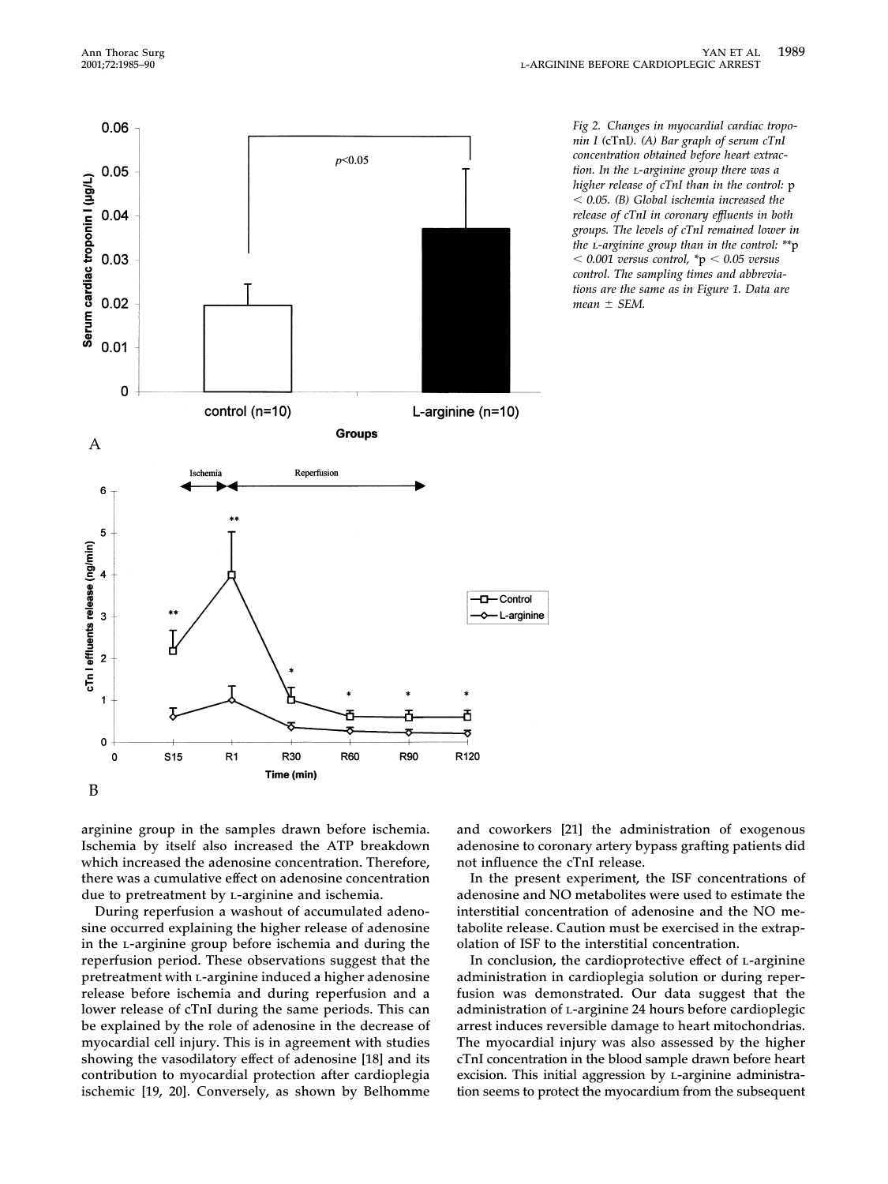Fig 2. Changes in myocardial cardiac troponin I (cTnI). (A) Bar graph of serum cTnI concentration obtained before heart extraction. In the L-arginine group there was a higher release of cTnI than in the control: $p < 0.05$. (B) Global ischemia increased the release of cTnI in coronary effluents in both groups. The levels of cTnI remained lower in the L-arginine group than in the control: **$p < 0.001$ versus control, *$p < 0.05$ versus control. The sampling times and abbreviations are the same as in Figure 1. Data are mean ± SEM.

arginine group in the samples drawn before ischemia. Ischemia by itself also increased the ATP breakdown which increased the adenosine concentration. Therefore, there was a cumulative effect on adenosine concentration due to pretreatment by L-arginine and ischemia.

During reperfusion a washout of accumulated adenosine occurred explaining the higher release of adenosine in the L-arginine group before ischemia and during the reperfusion period. These observations suggest that the pretreatment with L-arginine induced a higher adenosine release before ischemia and during reperfusion and a lower release of cTnI during the same periods. This can be explained by the role of adenosine in the decrease of myocardial cell injury. This is in agreement with studies showing the vasodilatory effect of adenosine [18] and its contribution to myocardial protection after cardioplegia ischemic [19, 20]. Conversely, as shown by Belhomme and coworkers [21] the administration of exogenous adenosine to coronary artery bypass grafting patients did not influence the cTnI release.

In the present experiment, the ISF concentrations of adenosine and NO metabolites were used to estimate the interstitial concentration of adenosine and the NO metabolite release. Caution must be exercised in the extrapolation of ISF to the interstitial concentration.

In conclusion, the cardioprotective effect of L-arginine administration in cardioplegia solution or during reperfusion was demonstrated. Our data suggest that the administration of L-arginine 24 hours before cardioplegic arrest induces reversible damage to heart mitochondrias. The myocardial injury was also assessed by the higher cTnI concentration in the blood sample drawn before heart excision. This initial aggression by L-arginine administration seems to protect the myocardium from the subsequent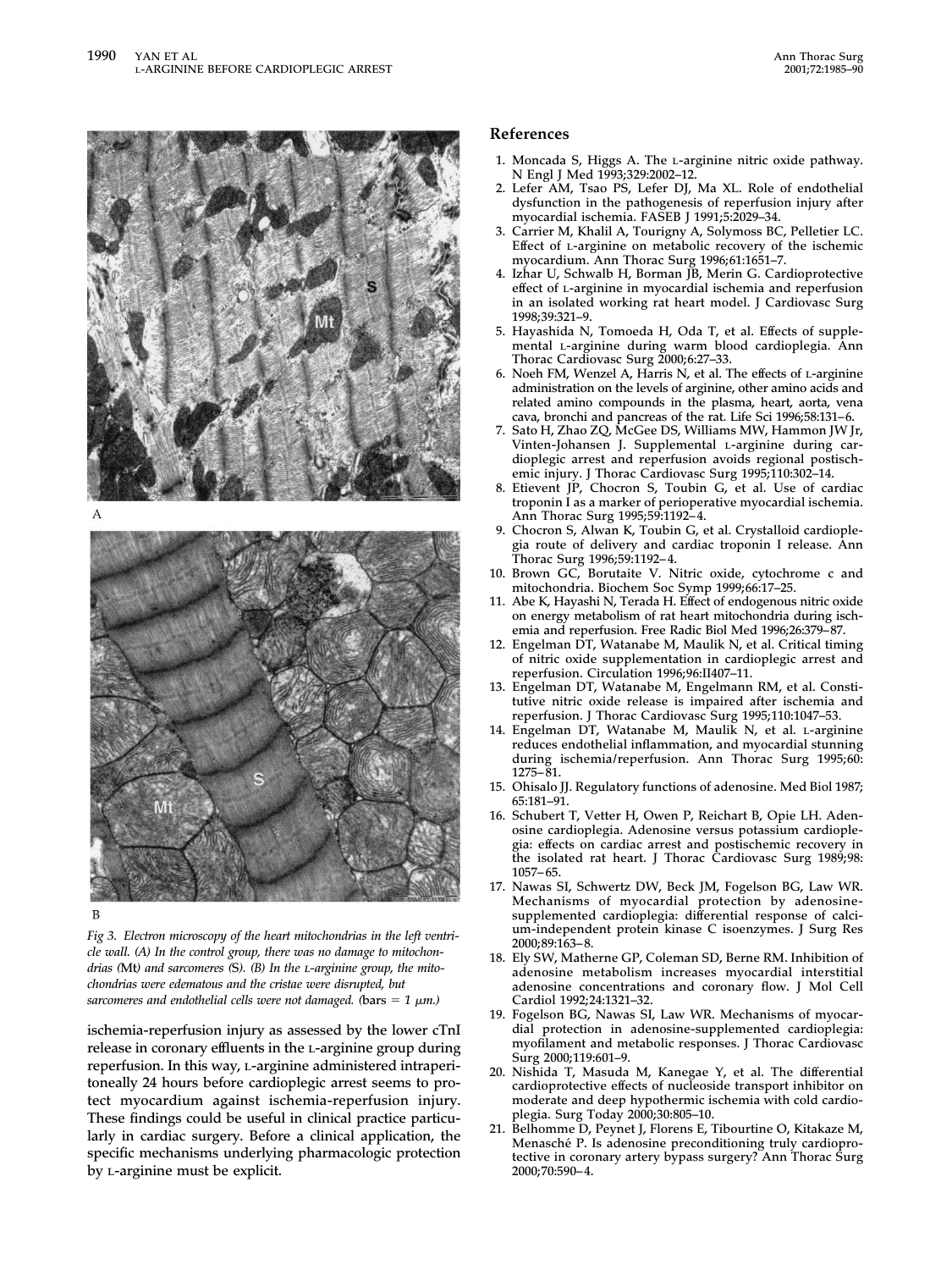A

B

Fig 3. Electron microscopy of the heart mitochondrias in the left ventricle wall. (A) In the control group, there was no damage to mitochondrias (Mt) and sarcomeres (S). (B) In the L-arginine group, the mitochondrias were edematous and the cristae were disrupted, but sarcomeres and endothelial cells were not damaged. (bars = 1 μm.)

ischemia-reperfusion injury as assessed by the lower cTnI release in coronary effluents in the L-arginine group during reperfusion. In this way, L-arginine administered intraperitoneally 24 hours before cardioplegic arrest seems to protect myocardium against ischemia-reperfusion injury. These findings could be useful in clinical practice particularly in cardiac surgery. Before a clinical application, the specific mechanisms underlying pharmacologic protection by L-arginine must be explicit.

## References

1. Moncada S, Higgs A. The L-arginine nitric oxide pathway. N Engl J Med 1993;329:2002–12.
2. Lefer AM, Tsao PS, Lefer DJ, Ma XL. Role of endothelial dysfunction in the pathogenesis of reperfusion injury after myocardial ischemia. FASEB J 1991;5:2029–34.
3. Carrier M, Khalil A, Tourigny A, Solymoss BC, Pelletier LC. Effect of L-arginine on metabolic recovery of the ischemic myocardium. Ann Thorac Surg 1996;61:1651–7.
4. Izhar U, Schwalb H, Borman JB, Merin G. Cardioprotective effect of L-arginine in myocardial ischemia and reperfusion in an isolated working rat heart model. J Cardiovasc Surg 1998;39:321–9.
5. Hayashida N, Tomoeda H, Oda T, et al. Effects of supplemental L-arginine during warm blood cardioplegia. Ann Thorac Cardiovasc Surg 2000;6:27–33.
6. Noeh FM, Wenzel A, Harris N, et al. The effects of L-arginine administration on the levels of arginine, other amino acids and related amino compounds in the plasma, heart, aorta, vena cava, bronchi and pancreas of the rat. Life Sci 1996;58:131–6.
7. Sato H, Zhao ZQ, McGee DS, Williams MW, Hammon JW Jr, Vinten-Johansen J. Supplemental L-arginine during cardioplegic arrest and reperfusion avoids regional postischemic injury. J Thorac Cardiovasc Surg 1995;110:302–14.
8. Etievent JP, Chocron S, Toubin G, et al. Use of cardiac troponin I as a marker of perioperative myocardial ischemia. Ann Thorac Surg 1995;59:1192–4.
9. Chocron S, Alwan K, Toubin G, et al. Crystalloid cardioplegia route of delivery and cardiac troponin I release. Ann Thorac Surg 1996;59:1192–4.
10. Brown GC, Borutaite V. Nitric oxide, cytochrome c and mitochondria. Biochem Soc Symp 1999;66:17–25.
11. Abe K, Hayashi N, Terada H. Effect of endogenous nitric oxide on energy metabolism of rat heart mitochondria during ischemia and reperfusion. Free Radic Biol Med 1996;26:379–87.
12. Engelman DT, Watanabe M, Maulik N, et al. Critical timing of nitric oxide supplementation in cardioplegic arrest and reperfusion. Circulation 1996;96:II407–11.
13. Engelman DT, Watanabe M, Engelmann RM, et al. Constitutive nitric oxide release is impaired after ischemia and reperfusion. J Thorac Cardiovasc Surg 1995;110:1047–53.
14. Engelman DT, Watanabe M, Maulik N, et al. L-arginine reduces endothelial inflammation, and myocardial stunning during ischemia/reperfusion. Ann Thorac Surg 1995;60: 1275–81.
15. Ohisalo JJ. Regulatory functions of adenosine. Med Biol 1987; 65:181–91.
16. Schubert T, Vetter H, Owen P, Reichart B, Opie LH. Adenosine cardioplegia. Adenosine versus potassium cardioplegia: effects on cardiac arrest and postischemic recovery in the isolated rat heart. J Thorac Cardiovasc Surg 1989;98: 1057–65.
17. Nawas SI, Schwertz DW, Beck JM, Fogelson BG, Law WR. Mechanisms of myocardial protection by adenosine-supplemented cardioplegia: differential response of calcium-independent protein kinase C isoenzymes. J Surg Res 2000;89:163–8.
18. Ely SW, Matherne GP, Coleman SD, Berne RM. Inhibition of adenosine metabolism increases myocardial interstitial adenosine concentrations and coronary flow. J Mol Cell Cardiol 1992;24:1321–32.
19. Fogelson BG, Nawas SI, Law WR. Mechanisms of myocardial protection in adenosine-supplemented cardioplegia: myofilament and metabolic responses. J Thorac Cardiovasc Surg 2000;119:601–9.
20. Nishida T, Masuda M, Kanegae Y, et al. The differential cardioprotective effects of nucleoside transport inhibitor on moderate and deep hypothermic ischemia with cold cardioplegia. Surg Today 2000;30:805–10.
21. Belhomme D, Peynet J, Florens E, Tibourtine O, Kitakaze M, Menasché P. Is adenosine preconditioning truly cardioprotective in coronary artery bypass surgery? Ann Thorac Surg 2000;70:590–4.